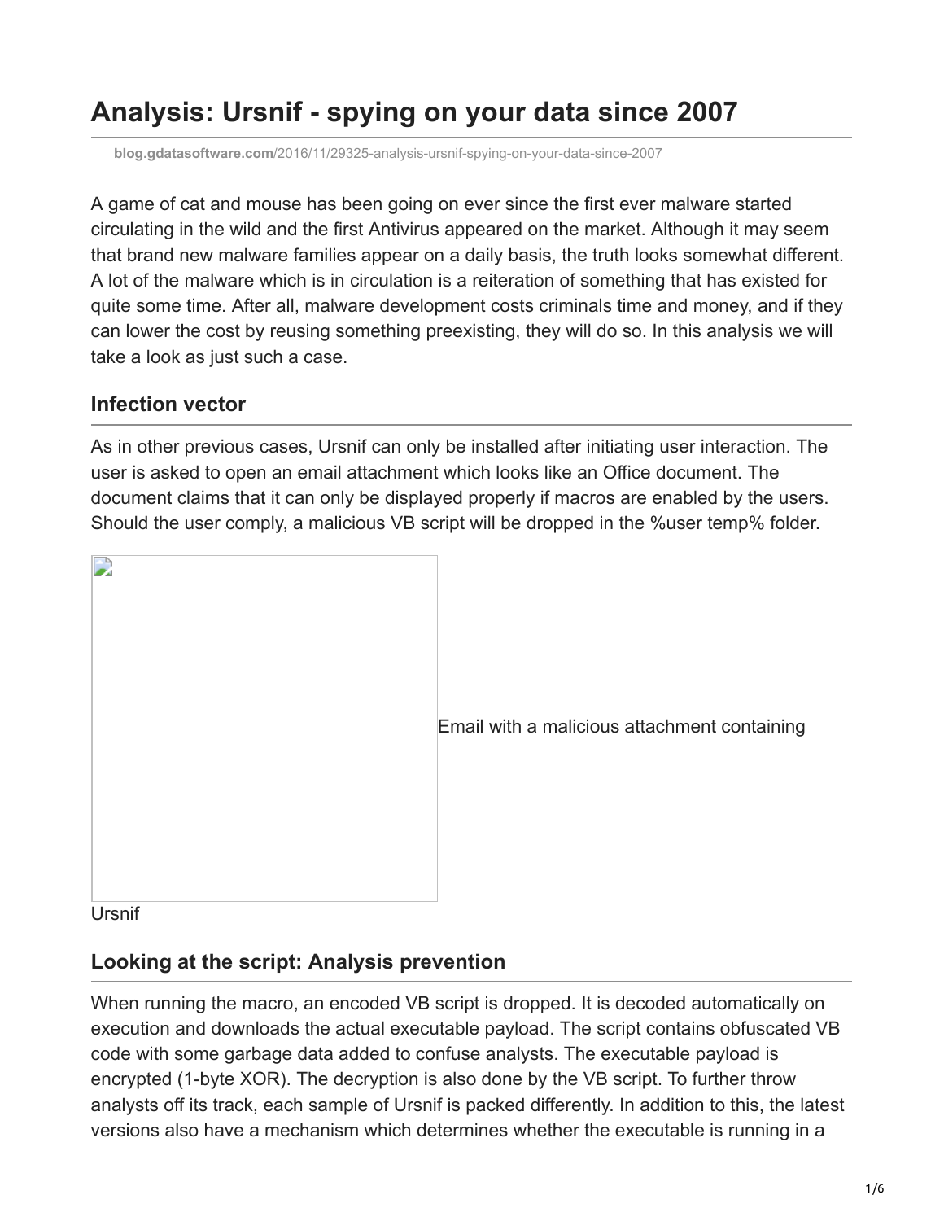# Analysis: Ursnif - spying on your data since 2007

blog.gdatasoftware.com/2016/11/29325-analysis-ursnif-spying-on-your-data-since-2007

A game of cat and mouse has been going on ever since the first ever malware started circulating in the wild and the first Antivirus appeared on the market. Although it may seem that brand new malware families appear on a daily basis, the truth looks somewhat different. A lot of the malware which is in circulation is a reiteration of something that has existed for quite some time. After all, malware development costs criminals time and money, and if they can lower the cost by reusing something preexisting, they will do so. In this analysis we will take a look as just such a case.

## Infection vector

As in other previous cases, Ursnif can only be installed after initiating user interaction. The user is asked to open an email attachment which looks like an Office document. The document claims that it can only be displayed properly if macros are enabled by the users. Should the user comply, a malicious VB script will be dropped in the %user temp% folder.

Email with a malicious attachment containing Ursnif

## Looking at the script: Analysis prevention

When running the macro, an encoded VB script is dropped. It is decoded automatically on execution and downloads the actual executable payload. The script contains obfuscated VB code with some garbage data added to confuse analysts. The executable payload is encrypted (1-byte XOR). The decryption is also done by the VB script. To further throw analysts off its track, each sample of Ursnif is packed differently. In addition to this, the latest versions also have a mechanism which determines whether the executable is running in a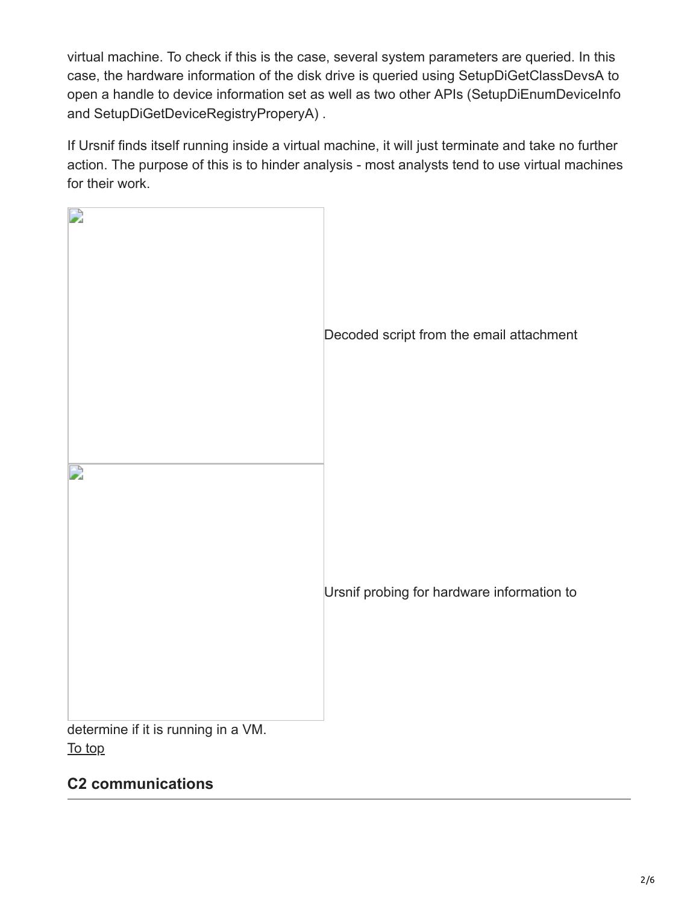virtual machine. To check if this is the case, several system parameters are queried. In this case, the hardware information of the disk drive is queried using SetupDiGetClassDevsA to open a handle to device information set as well as two other APIs (SetupDiEnumDeviceInfo and SetupDiGetDeviceRegistryProperyA) .

If Ursnif finds itself running inside a virtual machine, it will just terminate and take no further action. The purpose of this is to hinder analysis - most analysts tend to use virtual machines for their work.

Decoded script from the email attachment

Ursnif probing for hardware information to determine if it is running in a VM.

To top

## C2 communications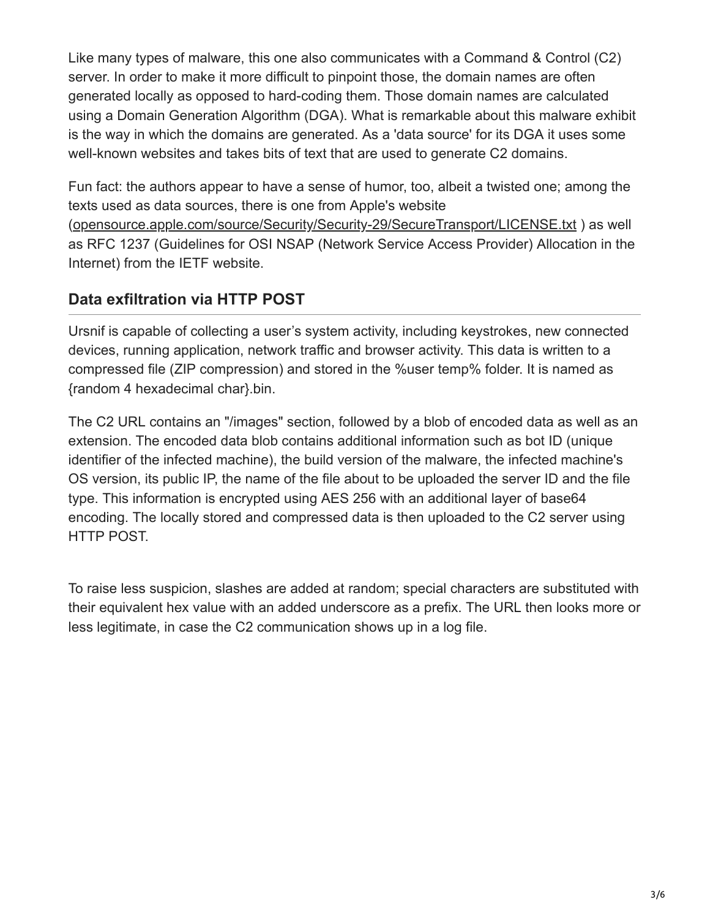Like many types of malware, this one also communicates with a Command & Control (C2) server. In order to make it more difficult to pinpoint those, the domain names are often generated locally as opposed to hard-coding them. Those domain names are calculated using a Domain Generation Algorithm (DGA). What is remarkable about this malware exhibit is the way in which the domains are generated. As a 'data source' for its DGA it uses some well-known websites and takes bits of text that are used to generate C2 domains.

Fun fact: the authors appear to have a sense of humor, too, albeit a twisted one; among the texts used as data sources, there is one from Apple's website (opensource.apple.com/source/Security/Security-29/SecureTransport/LICENSE.txt ) as well as RFC 1237 (Guidelines for OSI NSAP (Network Service Access Provider) Allocation in the Internet) from the IETF website.

## Data exfiltration via HTTP POST

Ursnif is capable of collecting a user's system activity, including keystrokes, new connected devices, running application, network traffic and browser activity. This data is written to a compressed file (ZIP compression) and stored in the %user temp% folder. It is named as {random 4 hexadecimal char}.bin.

The C2 URL contains an "/images" section, followed by a blob of encoded data as well as an extension. The encoded data blob contains additional information such as bot ID (unique identifier of the infected machine), the build version of the malware, the infected machine's OS version, its public IP, the name of the file about to be uploaded the server ID and the file type. This information is encrypted using AES 256 with an additional layer of base64 encoding. The locally stored and compressed data is then uploaded to the C2 server using HTTP POST.

To raise less suspicion, slashes are added at random; special characters are substituted with their equivalent hex value with an added underscore as a prefix. The URL then looks more or less legitimate, in case the C2 communication shows up in a log file.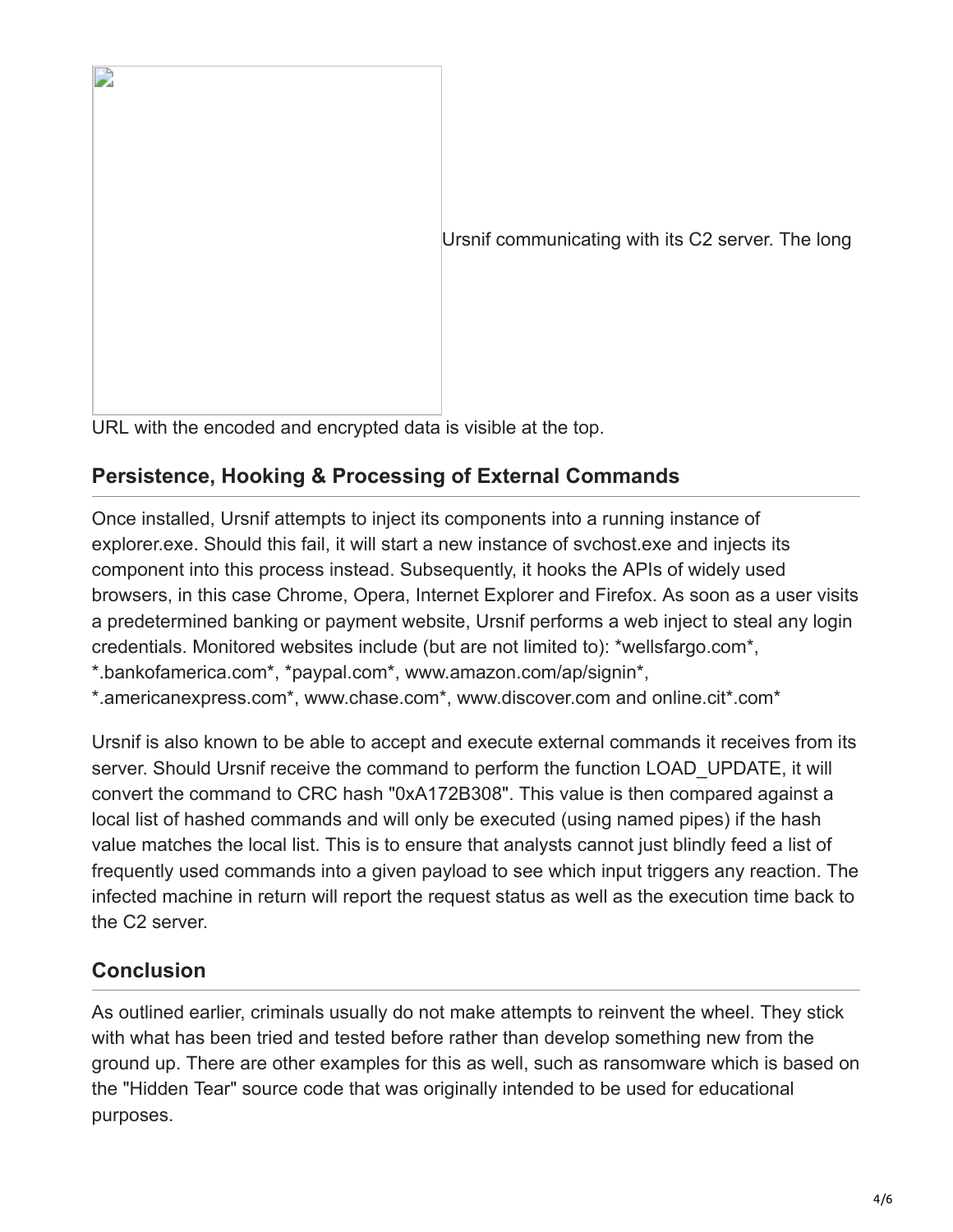Ursnif communicating with its C2 server. The long URL with the encoded and encrypted data is visible at the top.

## Persistence, Hooking & Processing of External Commands

Once installed, Ursnif attempts to inject its components into a running instance of explorer.exe. Should this fail, it will start a new instance of svchost.exe and injects its component into this process instead. Subsequently, it hooks the APIs of widely used browsers, in this case Chrome, Opera, Internet Explorer and Firefox. As soon as a user visits a predetermined banking or payment website, Ursnif performs a web inject to steal any login credentials. Monitored websites include (but are not limited to): *wellsfargo.com*, *.bankofamerica.com*, *paypal.com*, www.amazon.com/ap/signin*, *.americanexpress.com*, www.chase.com*, www.discover.com and online.cit*.com*

Ursnif is also known to be able to accept and execute external commands it receives from its server. Should Ursnif receive the command to perform the function LOAD_UPDATE, it will convert the command to CRC hash "0xA172B308". This value is then compared against a local list of hashed commands and will only be executed (using named pipes) if the hash value matches the local list. This is to ensure that analysts cannot just blindly feed a list of frequently used commands into a given payload to see which input triggers any reaction. The infected machine in return will report the request status as well as the execution time back to the C2 server.

## Conclusion

As outlined earlier, criminals usually do not make attempts to reinvent the wheel. They stick with what has been tried and tested before rather than develop something new from the ground up. There are other examples for this as well, such as ransomware which is based on the "Hidden Tear" source code that was originally intended to be used for educational purposes.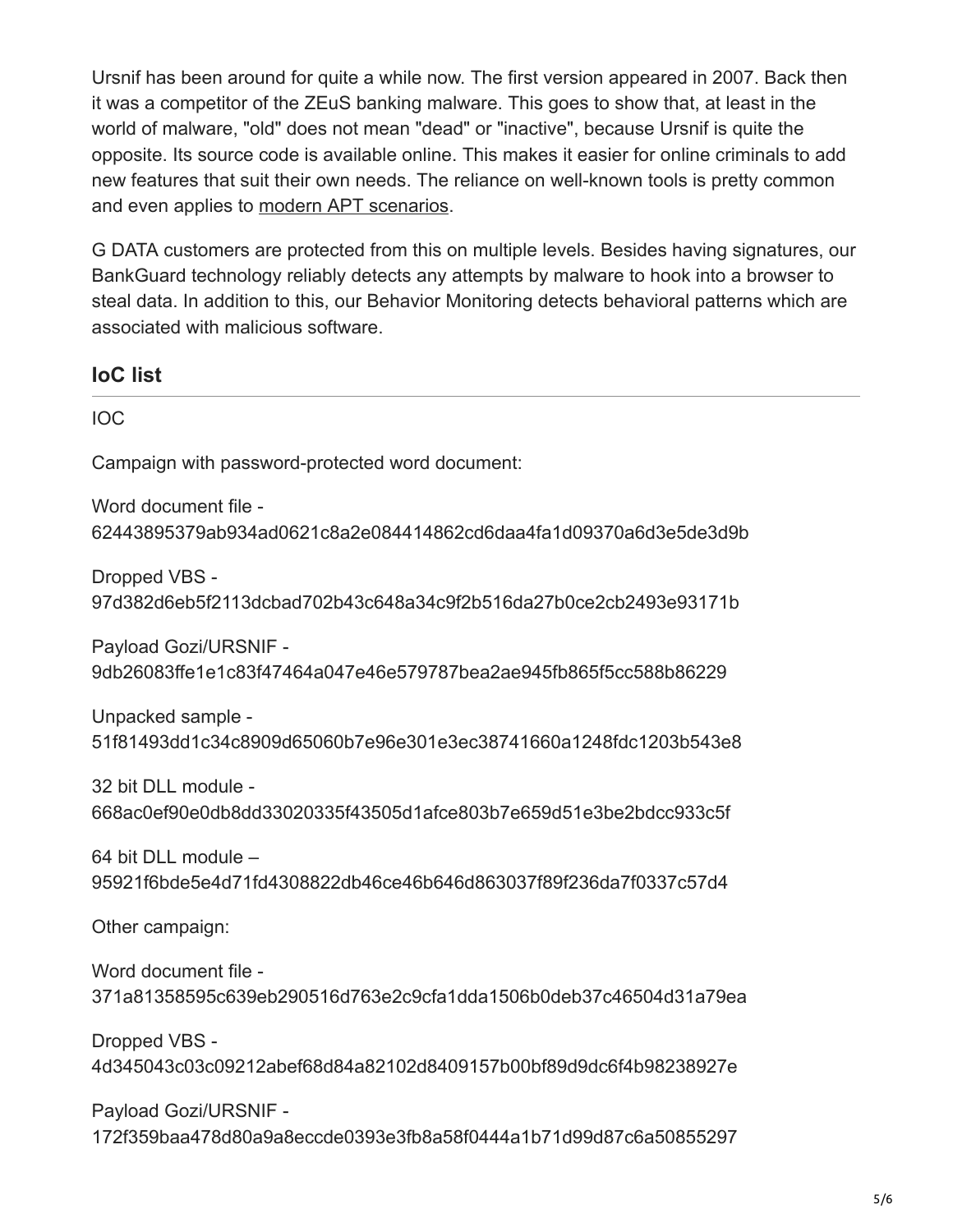Ursnif has been around for quite a while now. The first version appeared in 2007. Back then it was a competitor of the ZEuS banking malware. This goes to show that, at least in the world of malware, "old" does not mean "dead" or "inactive", because Ursnif is quite the opposite. Its source code is available online. This makes it easier for online criminals to add new features that suit their own needs. The reliance on well-known tools is pretty common and even applies to modern APT scenarios.

G DATA customers are protected from this on multiple levels. Besides having signatures, our BankGuard technology reliably detects any attempts by malware to hook into a browser to steal data. In addition to this, our Behavior Monitoring detects behavioral patterns which are associated with malicious software.

## IoC list

IOC

Campaign with password-protected word document:

Word document file -
62443895379ab934ad0621c8a2e084414862cd6daa4fa1d09370a6d3e5de3d9b

Dropped VBS -
97d382d6eb5f2113dcbad702b43c648a34c9f2b516da27b0ce2cb2493e93171b

Payload Gozi/URSNIF -
9db26083ffe1e1c83f47464a047e46e579787bea2ae945fb865f5cc588b86229

Unpacked sample -
51f81493dd1c34c8909d65060b7e96e301e3ec38741660a1248fdc1203b543e8

32 bit DLL module -
668ac0ef90e0db8dd33020335f43505d1afce803b7e659d51e3be2bdcc933c5f

64 bit DLL module –
95921f6bde5e4d71fd4308822db46ce46b646d863037f89f236da7f0337c57d4

Other campaign:

Word document file -
371a81358595c639eb290516d763e2c9cfa1dda1506b0deb37c46504d31a79ea

Dropped VBS -
4d345043c03c09212abef68d84a82102d8409157b00bf89d9dc6f4b98238927e

Payload Gozi/URSNIF -
172f359baa478d80a9a8eccde0393e3fb8a58f0444a1b71d99d87c6a50855297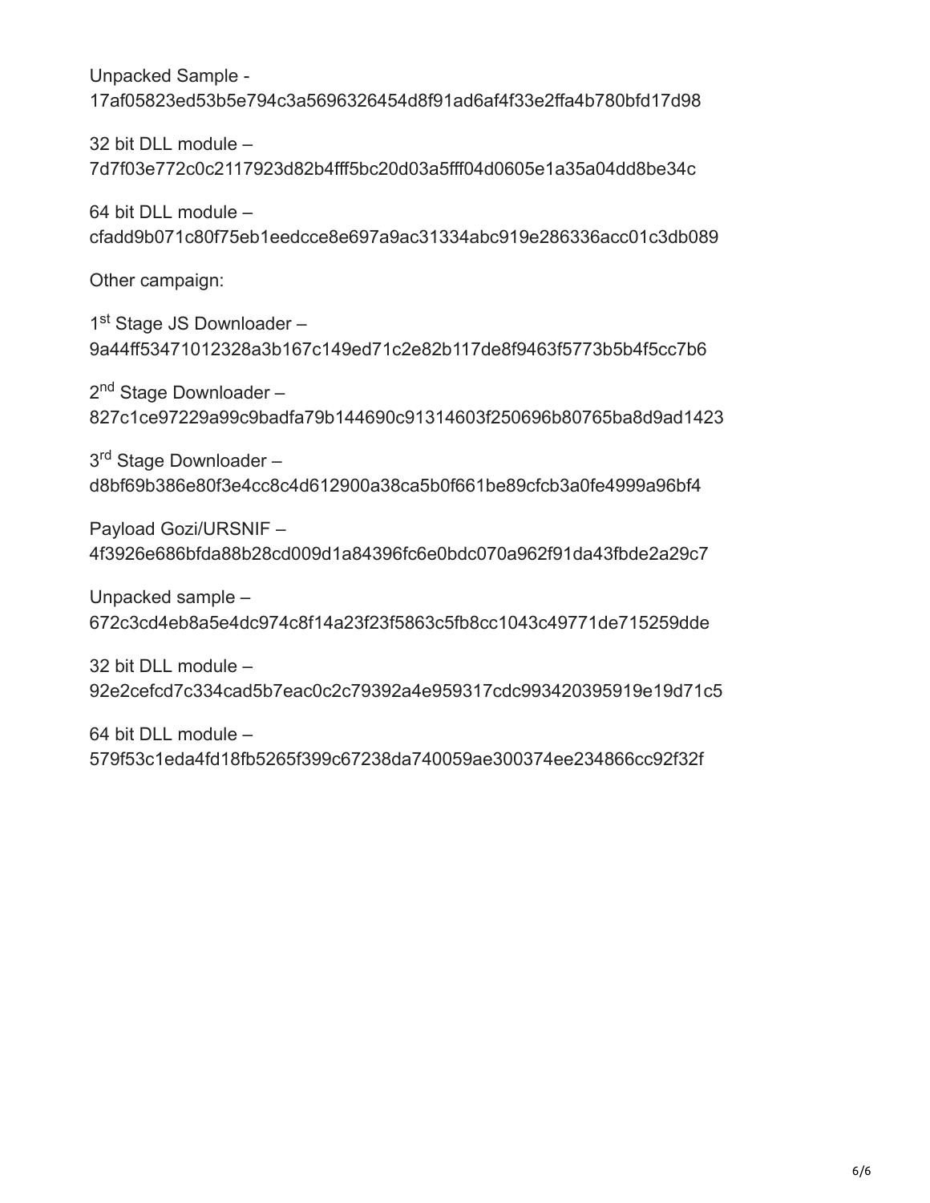Unpacked Sample -
17af05823ed53b5e794c3a5696326454d8f91ad6af4f33e2ffa4b780bfd17d98

32 bit DLL module –
7d7f03e772c0c2117923d82b4fff5bc20d03a5fff04d0605e1a35a04dd8be34c

64 bit DLL module –
cfadd9b071c80f75eb1eedcce8e697a9ac31334abc919e286336acc01c3db089

Other campaign:

1st Stage JS Downloader –
9a44ff53471012328a3b167c149ed71c2e82b117de8f9463f5773b5b4f5cc7b6

2nd Stage Downloader –
827c1ce97229a99c9badfa79b144690c91314603f250696b80765ba8d9ad1423

3rd Stage Downloader –
d8bf69b386e80f3e4cc8c4d612900a38ca5b0f661be89cfcb3a0fe4999a96bf4

Payload Gozi/URSNIF –
4f3926e686bfda88b28cd009d1a84396fc6e0bdc070a962f91da43fbde2a29c7

Unpacked sample –
672c3cd4eb8a5e4dc974c8f14a23f23f5863c5fb8cc1043c49771de715259dde

32 bit DLL module –
92e2cefcd7c334cad5b7eac0c2c79392a4e959317cdc993420395919e19d71c5

64 bit DLL module –
579f53c1eda4fd18fb5265f399c67238da740059ae300374ee234866cc92f32f